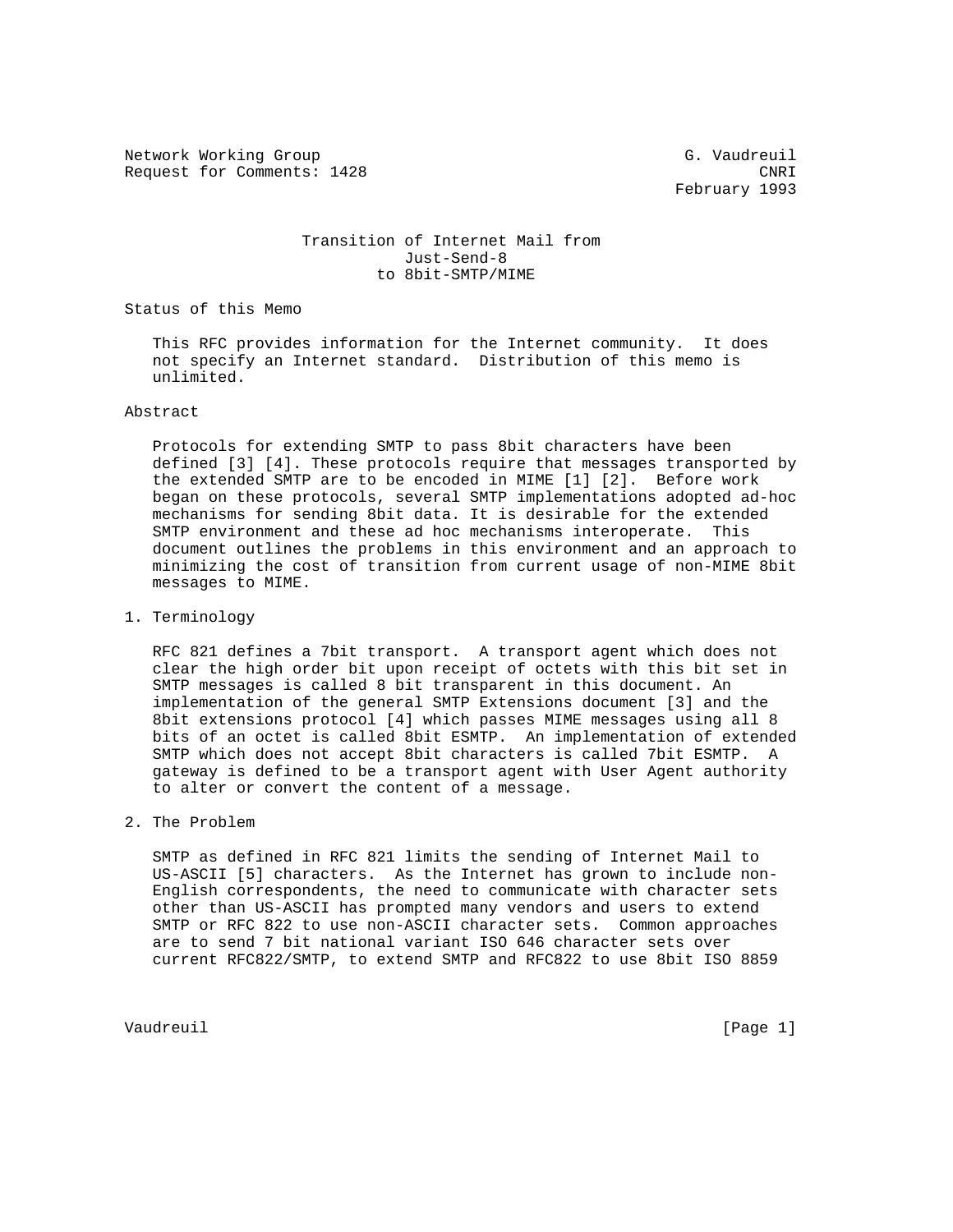Network Working Group G. Vaudreuil
Request for Comments: 1428 CNRI
February 1993

# Transition of Internet Mail from Just-Send-8 to 8bit-SMTP/MIME

## Status of this Memo

This RFC provides information for the Internet community. It does not specify an Internet standard. Distribution of this memo is unlimited.

## Abstract

Protocols for extending SMTP to pass 8bit characters have been defined [3] [4]. These protocols require that messages transported by the extended SMTP are to be encoded in MIME [1] [2]. Before work began on these protocols, several SMTP implementations adopted ad-hoc mechanisms for sending 8bit data. It is desirable for the extended SMTP environment and these ad hoc mechanisms interoperate. This document outlines the problems in this environment and an approach to minimizing the cost of transition from current usage of non-MIME 8bit messages to MIME.

## 1. Terminology

RFC 821 defines a 7bit transport. A transport agent which does not clear the high order bit upon receipt of octets with this bit set in SMTP messages is called 8 bit transparent in this document. An implementation of the general SMTP Extensions document [3] and the 8bit extensions protocol [4] which passes MIME messages using all 8 bits of an octet is called 8bit ESMTP. An implementation of extended SMTP which does not accept 8bit characters is called 7bit ESMTP. A gateway is defined to be a transport agent with User Agent authority to alter or convert the content of a message.

## 2. The Problem

SMTP as defined in RFC 821 limits the sending of Internet Mail to US-ASCII [5] characters. As the Internet has grown to include non-English correspondents, the need to communicate with character sets other than US-ASCII has prompted many vendors and users to extend SMTP or RFC 822 to use non-ASCII character sets. Common approaches are to send 7 bit national variant ISO 646 character sets over current RFC822/SMTP, to extend SMTP and RFC822 to use 8bit ISO 8859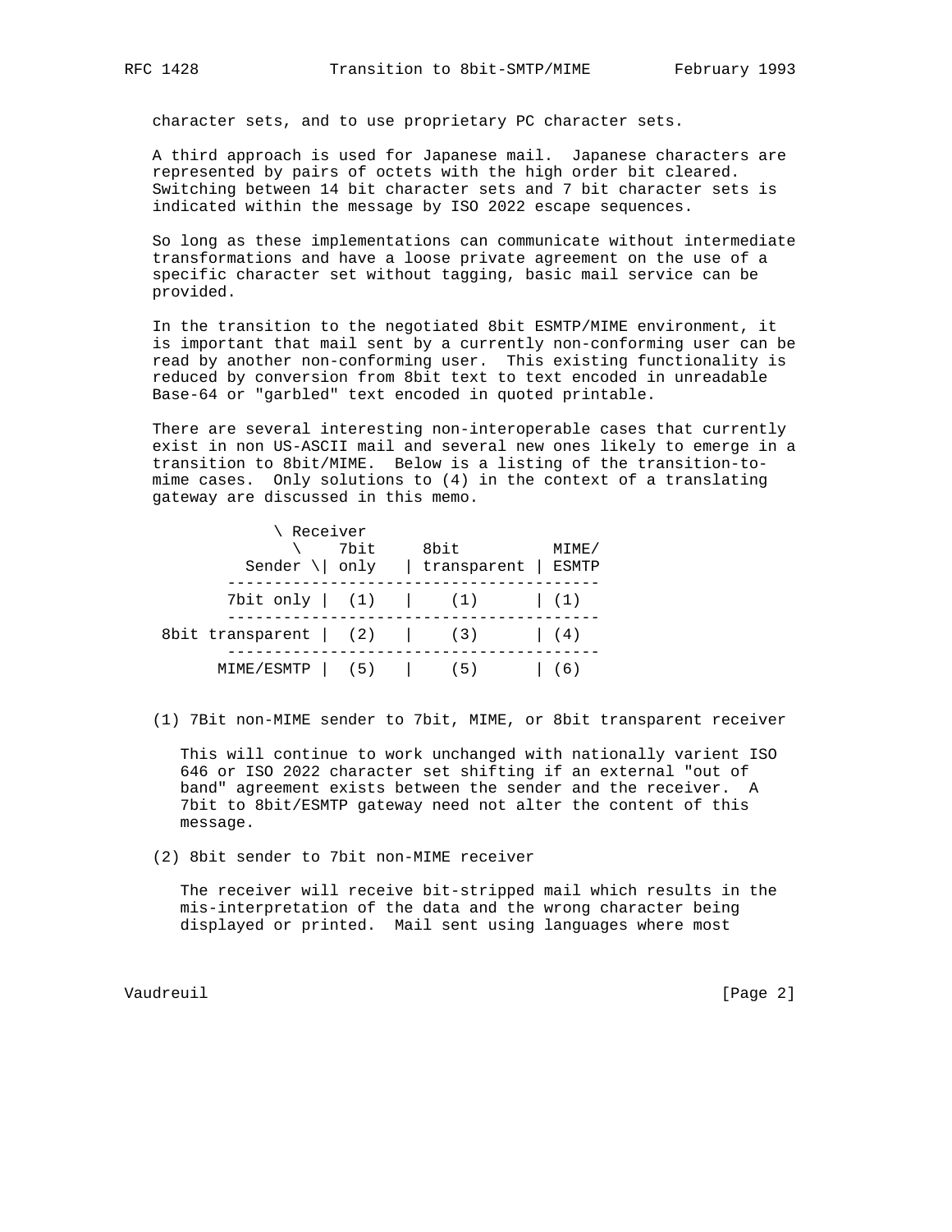character sets, and to use proprietary PC character sets.

A third approach is used for Japanese mail. Japanese characters are represented by pairs of octets with the high order bit cleared. Switching between 14 bit character sets and 7 bit character sets is indicated within the message by ISO 2022 escape sequences.

So long as these implementations can communicate without intermediate transformations and have a loose private agreement on the use of a specific character set without tagging, basic mail service can be provided.

In the transition to the negotiated 8bit ESMTP/MIME environment, it is important that mail sent by a currently non-conforming user can be read by another non-conforming user. This existing functionality is reduced by conversion from 8bit text to text encoded in unreadable Base-64 or "garbled" text encoded in quoted printable.

There are several interesting non-interoperable cases that currently exist in non US-ASCII mail and several new ones likely to emerge in a transition to 8bit/MIME. Below is a listing of the transition-to-mime cases. Only solutions to (4) in the context of a translating gateway are discussed in this memo.

| Sender \ Receiver | 7bit only | 8bit transparent | MIME/ ESMTP |
|---|---|---|---|
| 7bit only | (1) | (1) | (1) |
| 8bit transparent | (2) | (3) | (4) |
| MIME/ESMTP | (5) | (5) | (6) |

(1) 7Bit non-MIME sender to 7bit, MIME, or 8bit transparent receiver

This will continue to work unchanged with nationally varient ISO 646 or ISO 2022 character set shifting if an external "out of band" agreement exists between the sender and the receiver. A 7bit to 8bit/ESMTP gateway need not alter the content of this message.

(2) 8bit sender to 7bit non-MIME receiver

The receiver will receive bit-stripped mail which results in the mis-interpretation of the data and the wrong character being displayed or printed. Mail sent using languages where most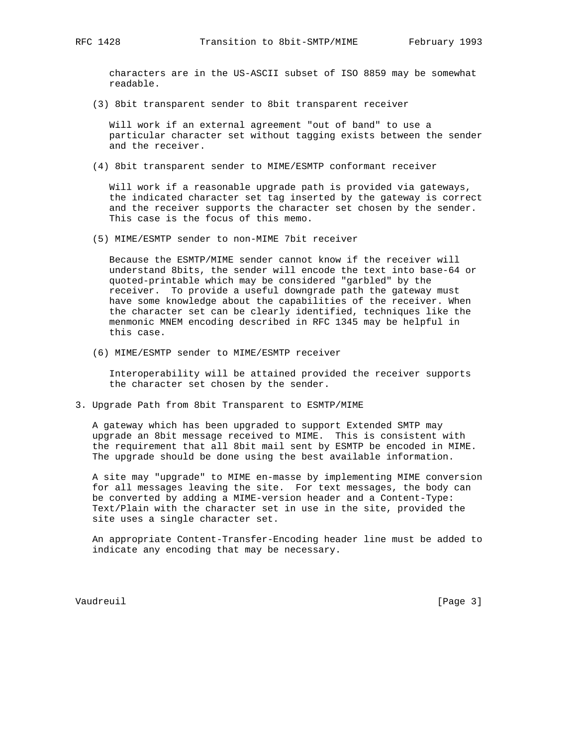characters are in the US-ASCII subset of ISO 8859 may be somewhat readable.

(3) 8bit transparent sender to 8bit transparent receiver

Will work if an external agreement "out of band" to use a particular character set without tagging exists between the sender and the receiver.

(4) 8bit transparent sender to MIME/ESMTP conformant receiver

Will work if a reasonable upgrade path is provided via gateways, the indicated character set tag inserted by the gateway is correct and the receiver supports the character set chosen by the sender. This case is the focus of this memo.

(5) MIME/ESMTP sender to non-MIME 7bit receiver

Because the ESMTP/MIME sender cannot know if the receiver will understand 8bits, the sender will encode the text into base-64 or quoted-printable which may be considered "garbled" by the receiver. To provide a useful downgrade path the gateway must have some knowledge about the capabilities of the receiver. When the character set can be clearly identified, techniques like the menmonic MNEM encoding described in RFC 1345 may be helpful in this case.

(6) MIME/ESMTP sender to MIME/ESMTP receiver

Interoperability will be attained provided the receiver supports the character set chosen by the sender.

## 3. Upgrade Path from 8bit Transparent to ESMTP/MIME

A gateway which has been upgraded to support Extended SMTP may upgrade an 8bit message received to MIME. This is consistent with the requirement that all 8bit mail sent by ESMTP be encoded in MIME. The upgrade should be done using the best available information.

A site may "upgrade" to MIME en-masse by implementing MIME conversion for all messages leaving the site. For text messages, the body can be converted by adding a MIME-version header and a Content-Type: Text/Plain with the character set in use in the site, provided the site uses a single character set.

An appropriate Content-Transfer-Encoding header line must be added to indicate any encoding that may be necessary.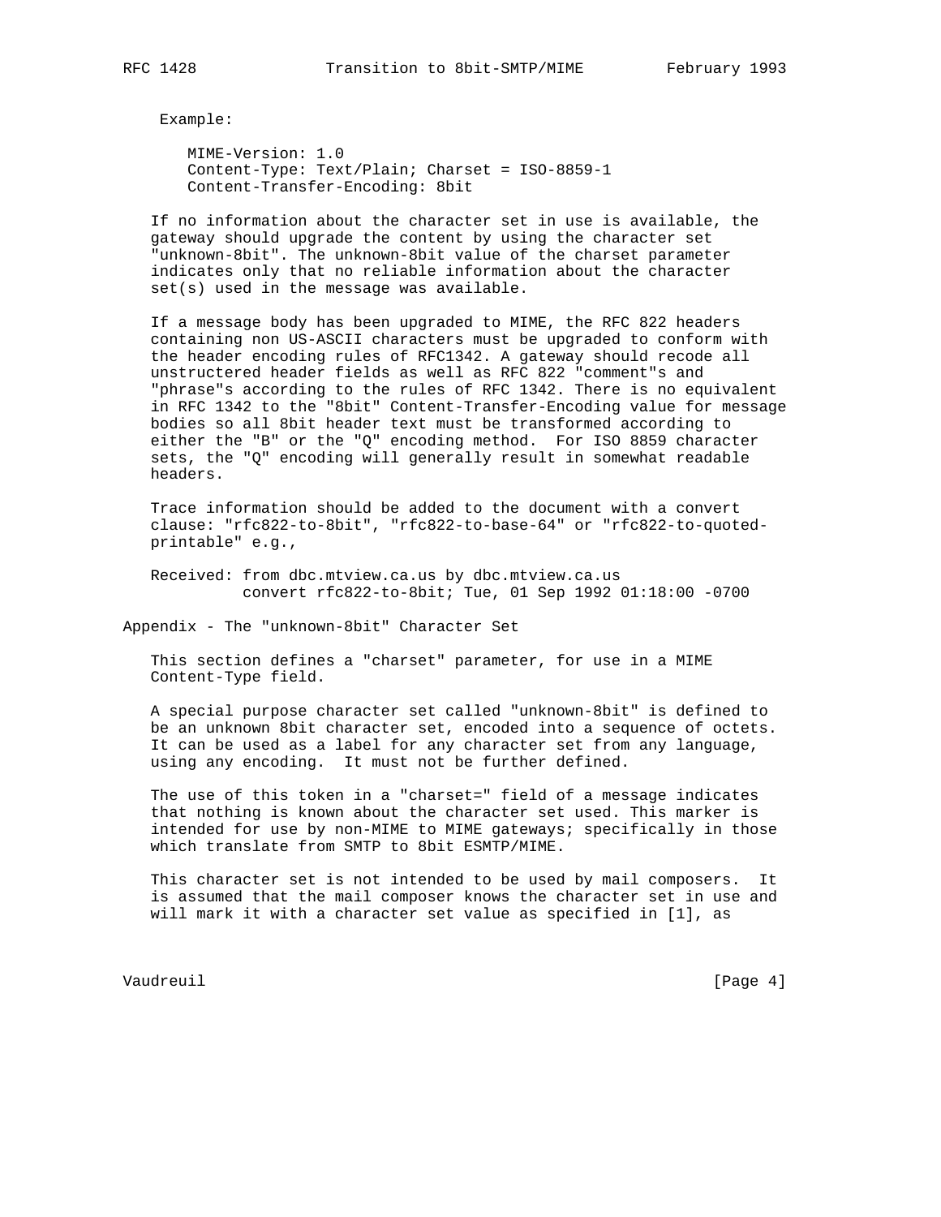Example:

```
MIME-Version: 1.0
Content-Type: Text/Plain; Charset = ISO-8859-1
Content-Transfer-Encoding: 8bit
```

If no information about the character set in use is available, the gateway should upgrade the content by using the character set "unknown-8bit". The unknown-8bit value of the charset parameter indicates only that no reliable information about the character set(s) used in the message was available.

If a message body has been upgraded to MIME, the RFC 822 headers containing non US-ASCII characters must be upgraded to conform with the header encoding rules of RFC1342. A gateway should recode all unstructered header fields as well as RFC 822 "comment"s and "phrase"s according to the rules of RFC 1342. There is no equivalent in RFC 1342 to the "8bit" Content-Transfer-Encoding value for message bodies so all 8bit header text must be transformed according to either the "B" or the "Q" encoding method. For ISO 8859 character sets, the "Q" encoding will generally result in somewhat readable headers.

Trace information should be added to the document with a convert clause: "rfc822-to-8bit", "rfc822-to-base-64" or "rfc822-to-quoted-printable" e.g.,

```
Received: from dbc.mtview.ca.us by dbc.mtview.ca.us
          convert rfc822-to-8bit; Tue, 01 Sep 1992 01:18:00 -0700
```

## Appendix - The "unknown-8bit" Character Set

This section defines a "charset" parameter, for use in a MIME Content-Type field.

A special purpose character set called "unknown-8bit" is defined to be an unknown 8bit character set, encoded into a sequence of octets. It can be used as a label for any character set from any language, using any encoding. It must not be further defined.

The use of this token in a "charset=" field of a message indicates that nothing is known about the character set used. This marker is intended for use by non-MIME to MIME gateways; specifically in those which translate from SMTP to 8bit ESMTP/MIME.

This character set is not intended to be used by mail composers. It is assumed that the mail composer knows the character set in use and will mark it with a character set value as specified in [1], as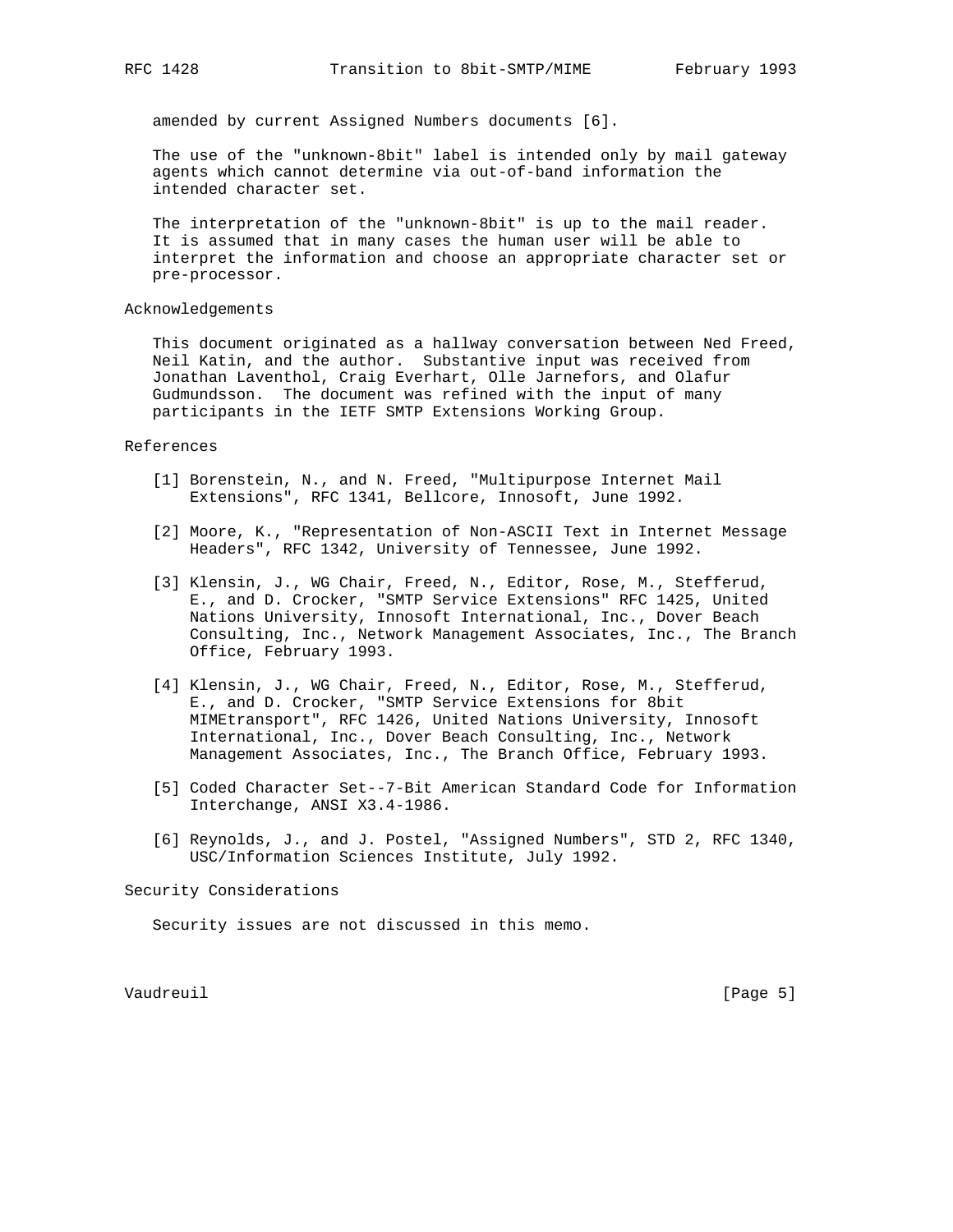amended by current Assigned Numbers documents [6].

The use of the "unknown-8bit" label is intended only by mail gateway agents which cannot determine via out-of-band information the intended character set.

The interpretation of the "unknown-8bit" is up to the mail reader. It is assumed that in many cases the human user will be able to interpret the information and choose an appropriate character set or pre-processor.

## Acknowledgements

This document originated as a hallway conversation between Ned Freed, Neil Katin, and the author. Substantive input was received from Jonathan Laventhol, Craig Everhart, Olle Jarnefors, and Olafur Gudmundsson. The document was refined with the input of many participants in the IETF SMTP Extensions Working Group.

## References

[1] Borenstein, N., and N. Freed, "Multipurpose Internet Mail Extensions", RFC 1341, Bellcore, Innosoft, June 1992.

[2] Moore, K., "Representation of Non-ASCII Text in Internet Message Headers", RFC 1342, University of Tennessee, June 1992.

[3] Klensin, J., WG Chair, Freed, N., Editor, Rose, M., Stefferud, E., and D. Crocker, "SMTP Service Extensions" RFC 1425, United Nations University, Innosoft International, Inc., Dover Beach Consulting, Inc., Network Management Associates, Inc., The Branch Office, February 1993.

[4] Klensin, J., WG Chair, Freed, N., Editor, Rose, M., Stefferud, E., and D. Crocker, "SMTP Service Extensions for 8bit MIMEtransport", RFC 1426, United Nations University, Innosoft International, Inc., Dover Beach Consulting, Inc., Network Management Associates, Inc., The Branch Office, February 1993.

[5] Coded Character Set--7-Bit American Standard Code for Information Interchange, ANSI X3.4-1986.

[6] Reynolds, J., and J. Postel, "Assigned Numbers", STD 2, RFC 1340, USC/Information Sciences Institute, July 1992.

## Security Considerations

Security issues are not discussed in this memo.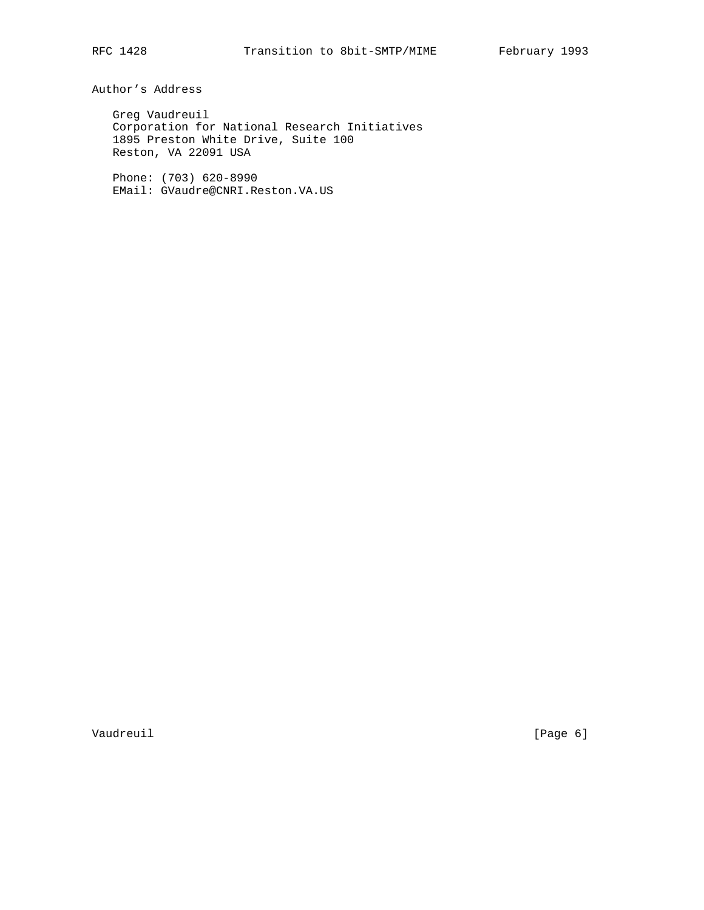## Author's Address

Greg Vaudreuil
Corporation for National Research Initiatives
1895 Preston White Drive, Suite 100
Reston, VA 22091 USA

Phone: (703) 620-8990
EMail: GVaudre@CNRI.Reston.VA.US